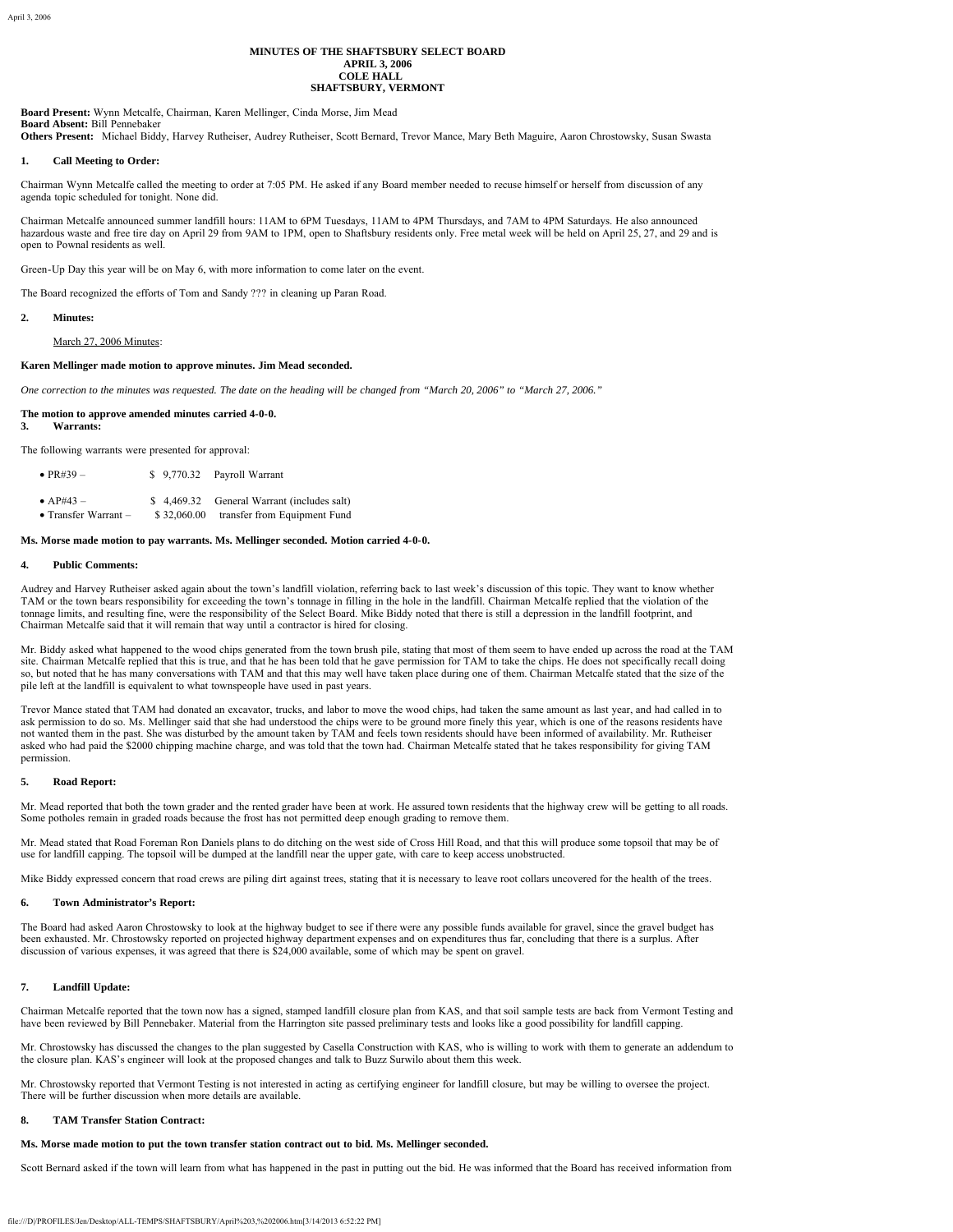# MINUTES OF THE SHAFTSBURY SELECT BOARD
## APRIL 3, 2006
## COLE HALL
## SHAFTSBURY, VERMONT

**Board Present:** Wynn Metcalfe, Chairman, Karen Mellinger, Cinda Morse, Jim Mead
**Board Absent:** Bill Pennebaker
**Others Present:** Michael Biddy, Harvey Rutheiser, Audrey Rutheiser, Scott Bernard, Trevor Mance, Mary Beth Maguire, Aaron Chrostowsky, Susan Swasta

### 1. Call Meeting to Order:

Chairman Wynn Metcalfe called the meeting to order at 7:05 PM. He asked if any Board member needed to recuse himself or herself from discussion of any agenda topic scheduled for tonight. None did.

Chairman Metcalfe announced summer landfill hours: 11AM to 6PM Tuesdays, 11AM to 4PM Thursdays, and 7AM to 4PM Saturdays. He also announced hazardous waste and free tire day on April 29 from 9AM to 1PM, open to Shaftsbury residents only. Free metal week will be held on April 25, 27, and 29 and is open to Pownal residents as well.

Green-Up Day this year will be on May 6, with more information to come later on the event.

The Board recognized the efforts of Tom and Sandy ??? in cleaning up Paran Road.

### 2. Minutes:

March 27, 2006 Minutes:

**Karen Mellinger made motion to approve minutes. Jim Mead seconded.**

*One correction to the minutes was requested. The date on the heading will be changed from "March 20, 2006" to "March 27, 2006."*

**The motion to approve amended minutes carried 4-0-0.**

### 3. Warrants:

The following warrants were presented for approval:

- PR#39 – $ 9,770.32 Payroll Warrant
- AP#43 – $ 4,469.32 General Warrant (includes salt)
- Transfer Warrant – $ 32,060.00 transfer from Equipment Fund

**Ms. Morse made motion to pay warrants. Ms. Mellinger seconded. Motion carried 4-0-0.**

### 4. Public Comments:

Audrey and Harvey Rutheiser asked again about the town's landfill violation, referring back to last week's discussion of this topic. They want to know whether TAM or the town bears responsibility for exceeding the town's tonnage in filling in the hole in the landfill. Chairman Metcalfe replied that the violation of the tonnage limits, and resulting fine, were the responsibility of the Select Board. Mike Biddy noted that there is still a depression in the landfill footprint, and Chairman Metcalfe said that it will remain that way until a contractor is hired for closing.

Mr. Biddy asked what happened to the wood chips generated from the town brush pile, stating that most of them seem to have ended up across the road at the TAM site. Chairman Metcalfe replied that this is true, and that he has been told that he gave permission for TAM to take the chips. He does not specifically recall doing so, but noted that he has many conversations with TAM and that this may well have taken place during one of them. Chairman Metcalfe stated that the size of the pile left at the landfill is equivalent to what townspeople have used in past years.

Trevor Mance stated that TAM had donated an excavator, trucks, and labor to move the wood chips, had taken the same amount as last year, and had called in to ask permission to do so. Ms. Mellinger said that she had understood the chips were to be ground more finely this year, which is one of the reasons residents have not wanted them in the past. She was disturbed by the amount taken by TAM and feels town residents should have been informed of availability. Mr. Rutheiser asked who had paid the $2000 chipping machine charge, and was told that the town had. Chairman Metcalfe stated that he takes responsibility for giving TAM permission.

### 5. Road Report:

Mr. Mead reported that both the town grader and the rented grader have been at work. He assured town residents that the highway crew will be getting to all roads. Some potholes remain in graded roads because the frost has not permitted deep enough grading to remove them.

Mr. Mead stated that Road Foreman Ron Daniels plans to do ditching on the west side of Cross Hill Road, and that this will produce some topsoil that may be of use for landfill capping. The topsoil will be dumped at the landfill near the upper gate, with care to keep access unobstructed.

Mike Biddy expressed concern that road crews are piling dirt against trees, stating that it is necessary to leave root collars uncovered for the health of the trees.

### 6. Town Administrator's Report:

The Board had asked Aaron Chrostowsky to look at the highway budget to see if there were any possible funds available for gravel, since the gravel budget has been exhausted. Mr. Chrostowsky reported on projected highway department expenses and on expenditures thus far, concluding that there is a surplus. After discussion of various expenses, it was agreed that there is $24,000 available, some of which may be spent on gravel.

### 7. Landfill Update:

Chairman Metcalfe reported that the town now has a signed, stamped landfill closure plan from KAS, and that soil sample tests are back from Vermont Testing and have been reviewed by Bill Pennebaker. Material from the Harrington site passed preliminary tests and looks like a good possibility for landfill capping.

Mr. Chrostowsky has discussed the changes to the plan suggested by Casella Construction with KAS, who is willing to work with them to generate an addendum to the closure plan. KAS's engineer will look at the proposed changes and talk to Buzz Surwilo about them this week.

Mr. Chrostowsky reported that Vermont Testing is not interested in acting as certifying engineer for landfill closure, but may be willing to oversee the project. There will be further discussion when more details are available.

### 8. TAM Transfer Station Contract:

**Ms. Morse made motion to put the town transfer station contract out to bid. Ms. Mellinger seconded.**

Scott Bernard asked if the town will learn from what has happened in the past in putting out the bid. He was informed that the Board has received information from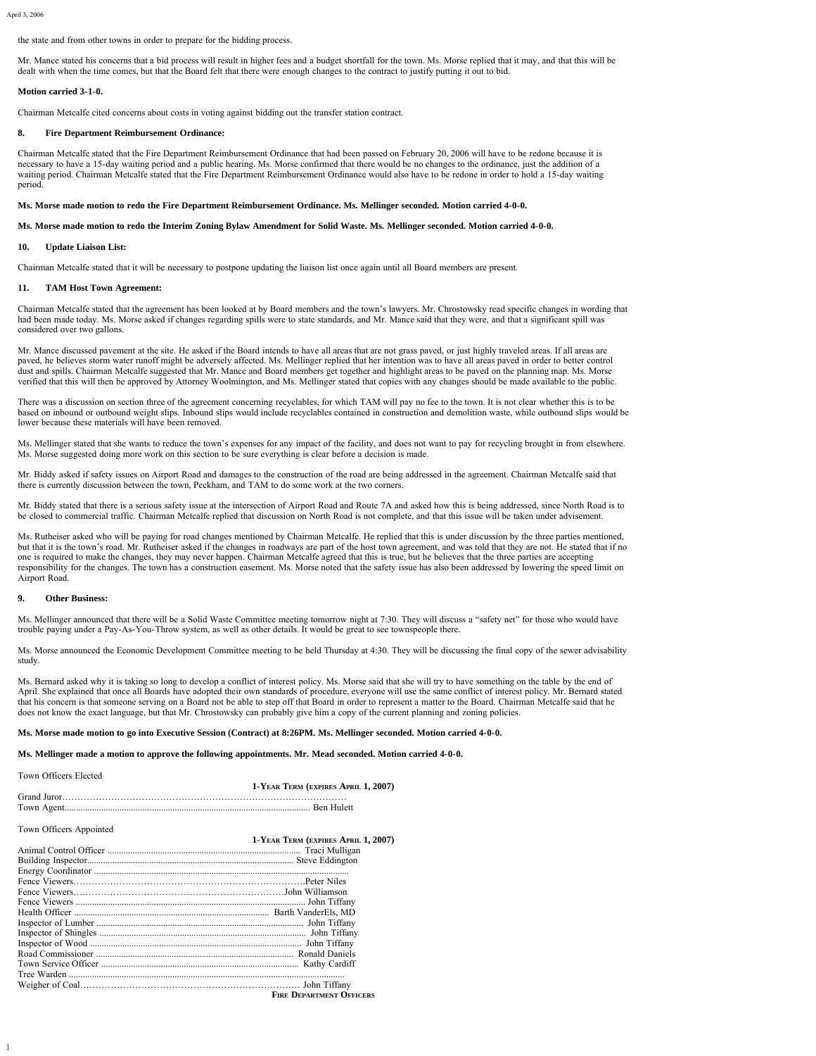the state and from other towns in order to prepare for the bidding process.

Mr. Mance stated his concerns that a bid process will result in higher fees and a budget shortfall for the town. Ms. Morse replied that it may, and that this will be dealt with when the time comes, but that the Board felt that there were enough changes to the contract to justify putting it out to bid.

**Motion carried 3-1-0.**

Chairman Metcalfe cited concerns about costs in voting against bidding out the transfer station contract.

**8. Fire Department Reimbursement Ordinance:**

Chairman Metcalfe stated that the Fire Department Reimbursement Ordinance that had been passed on February 20, 2006 will have to be redone because it is necessary to have a 15-day waiting period and a public hearing. Ms. Morse confirmed that there would be no changes to the ordinance, just the addition of a waiting period. Chairman Metcalfe stated that the Fire Department Reimbursement Ordinance would also have to be redone in order to hold a 15-day waiting period.

**Ms. Morse made motion to redo the Fire Department Reimbursement Ordinance. Ms. Mellinger seconded. Motion carried 4-0-0.**

**Ms. Morse made motion to redo the Interim Zoning Bylaw Amendment for Solid Waste. Ms. Mellinger seconded. Motion carried 4-0-0.**

**10. Update Liaison List:**

Chairman Metcalfe stated that it will be necessary to postpone updating the liaison list once again until all Board members are present.

**11. TAM Host Town Agreement:**

Chairman Metcalfe stated that the agreement has been looked at by Board members and the town's lawyers. Mr. Chrostowsky read specific changes in wording that had been made today. Ms. Morse asked if changes regarding spills were to state standards, and Mr. Mance said that they were, and that a significant spill was considered over two gallons.

Mr. Mance discussed pavement at the site. He asked if the Board intends to have all areas that are not grass paved, or just highly traveled areas. If all areas are paved, he believes storm water runoff might be adversely affected. Ms. Mellinger replied that her intention was to have all areas paved in order to better control dust and spills. Chairman Metcalfe suggested that Mr. Mance and Board members get together and highlight areas to be paved on the planning map. Ms. Morse verified that this will then be approved by Attorney Woolmington, and Ms. Mellinger stated that copies with any changes should be made available to the public.

There was a discussion on section three of the agreement concerning recyclables, for which TAM will pay no fee to the town. It is not clear whether this is to be based on inbound or outbound weight slips. Inbound slips would include recyclables contained in construction and demolition waste, while outbound slips would be lower because these materials will have been removed.

Ms. Mellinger stated that she wants to reduce the town's expenses for any impact of the facility, and does not want to pay for recycling brought in from elsewhere. Ms. Morse suggested doing more work on this section to be sure everything is clear before a decision is made.

Mr. Biddy asked if safety issues on Airport Road and damages to the construction of the road are being addressed in the agreement. Chairman Metcalfe said that there is currently discussion between the town, Peckham, and TAM to do some work at the two corners.

Mr. Biddy stated that there is a serious safety issue at the intersection of Airport Road and Route 7A and asked how this is being addressed, since North Road is to be closed to commercial traffic. Chairman Metcalfe replied that discussion on North Road is not complete, and that this issue will be taken under advisement.

Ms. Rutheiser asked who will be paying for road changes mentioned by Chairman Metcalfe. He replied that this is under discussion by the three parties mentioned, but that it is the town's road. Mr. Rutheiser asked if the changes in roadways are part of the host town agreement, and was told that they are not. He stated that if no one is required to make the changes, they may never happen. Chairman Metcalfe agreed that this is true, but he believes that the three parties are accepting responsibility for the changes. The town has a construction easement. Ms. Morse noted that the safety issue has also been addressed by lowering the speed limit on Airport Road.

**9. Other Business:**

Ms. Mellinger announced that there will be a Solid Waste Committee meeting tomorrow night at 7:30. They will discuss a "safety net" for those who would have trouble paying under a Pay-As-You-Throw system, as well as other details. It would be great to see townspeople there.

Ms. Morse announced the Economic Development Committee meeting to be held Thursday at 4:30. They will be discussing the final copy of the sewer advisability study.

Ms. Bernard asked why it is taking so long to develop a conflict of interest policy. Ms. Morse said that she will try to have something on the table by the end of April. She explained that once all Boards have adopted their own standards of procedure, everyone will use the same conflict of interest policy. Mr. Bernard stated that his concern is that someone serving on a Board not be able to step off that Board in order to represent a matter to the Board. Chairman Metcalfe said that he does not know the exact language, but that Mr. Chrostowsky can probably give him a copy of the current planning and zoning policies.

**Ms. Morse made motion to go into Executive Session (Contract) at 8:26PM. Ms. Mellinger seconded. Motion carried 4-0-0.**

**Ms. Mellinger made a motion to approve the following appointments. Mr. Mead seconded. Motion carried 4-0-0.**

Town Officers Elected

**1-Year Term (expires April 1, 2007)**

Grand Juror………………………………………………………………………………
Town Agent........................................................................................................ Ben Hulett

Town Officers Appointed

**1-Year Term (expires April 1, 2007)**

Animal Control Officer .................................................................................. Traci Mulligan
Building Inspector......................................................................................... Steve Eddington
Energy Coordinator ..............................................................................................................
Fence Viewers…………………………………………………………………….Peter Niles
Fence Viewers……………………………………………………………….John Williamson
Fence Viewers .................................................................................................... John Tiffany
Health Officer ....................................................................................... Barth VanderEls, MD
Inspector of Lumber ........................................................................................... John Tiffany
Inspector of Shingles ........................................................................................... John Tiffany
Inspector of Wood .............................................................................................. John Tiffany
Road Commissioner ....................................................................................... Ronald Daniels
Town Service Officer ......................................................................................... Kathy Cardiff
Tree Warden .........................................................................................................................
Weigher of Coal…………………………………………………………………. John Tiffany

**Fire Department Officers**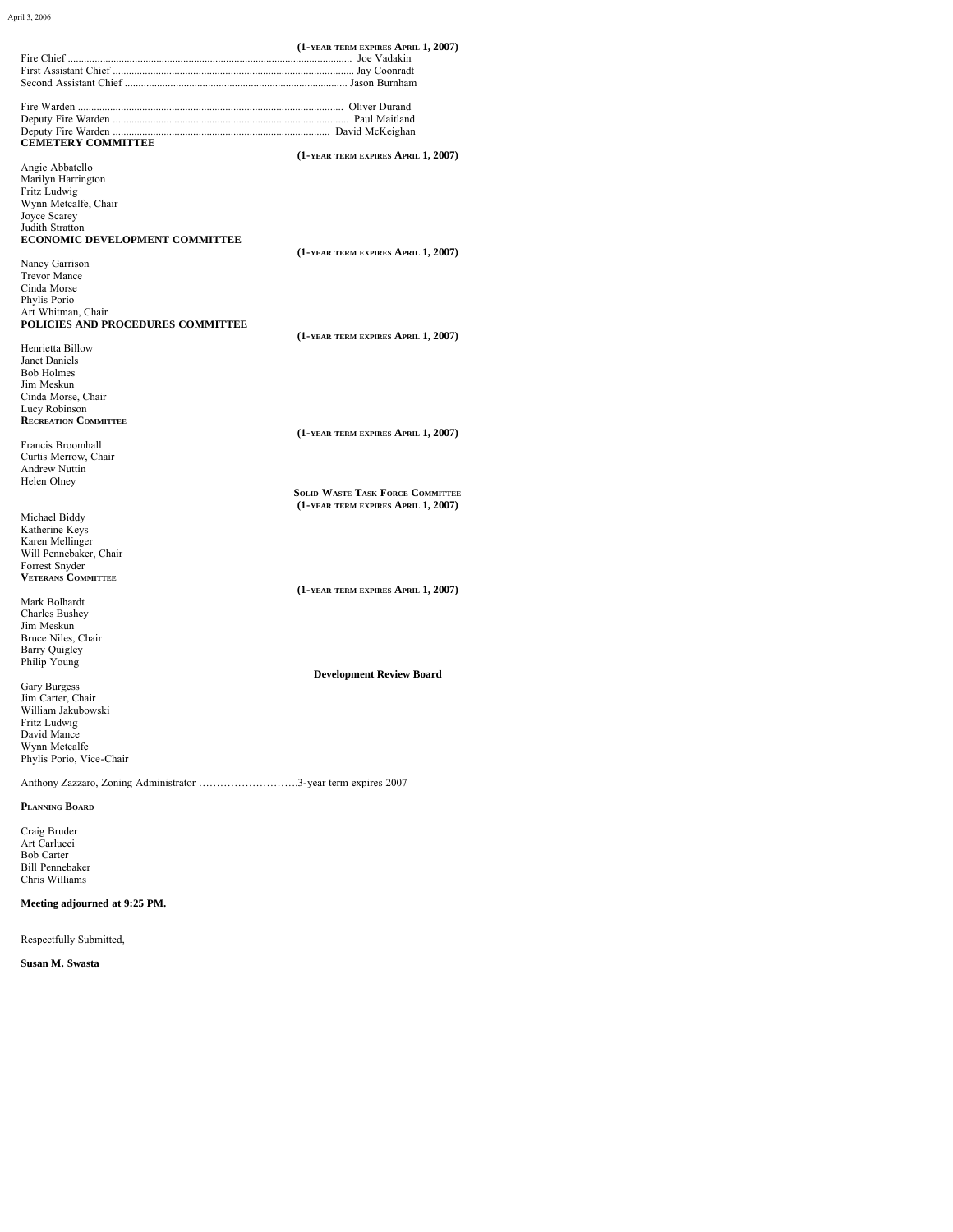(1-YEAR TERM EXPIRES APRIL 1, 2007)

Fire Chief ........................................................................................................ Joe Vadakin
First Assistant Chief ........................................................................................ Jay Coonradt
Second Assistant Chief ................................................................................... Jason Burnham

Fire Warden .................................................................................................. Oliver Durand
Deputy Fire Warden ....................................................................................... Paul Maitland
Deputy Fire Warden ...................................................................................... David McKeighan

**CEMETERY COMMITTEE**

(1-YEAR TERM EXPIRES APRIL 1, 2007)

Angie Abbatello
Marilyn Harrington
Fritz Ludwig
Wynn Metcalfe, Chair
Joyce Scarey
Judith Stratton

**ECONOMIC DEVELOPMENT COMMITTEE**

(1-YEAR TERM EXPIRES APRIL 1, 2007)

Nancy Garrison
Trevor Mance
Cinda Morse
Phylis Porio
Art Whitman, Chair

**POLICIES AND PROCEDURES COMMITTEE**

(1-YEAR TERM EXPIRES APRIL 1, 2007)

Henrietta Billow
Janet Daniels
Bob Holmes
Jim Meskun
Cinda Morse, Chair
Lucy Robinson

**RECREATION COMMITTEE**

(1-YEAR TERM EXPIRES APRIL 1, 2007)

Francis Broomhall
Curtis Merrow, Chair
Andrew Nuttin
Helen Olney

**SOLID WASTE TASK FORCE COMMITTEE**

(1-YEAR TERM EXPIRES APRIL 1, 2007)

Michael Biddy
Katherine Keys
Karen Mellinger
Will Pennebaker, Chair
Forrest Snyder

**VETERANS COMMITTEE**

(1-YEAR TERM EXPIRES APRIL 1, 2007)

Mark Bolhardt
Charles Bushey
Jim Meskun
Bruce Niles, Chair
Barry Quigley
Philip Young

**Development Review Board**

Gary Burgess
Jim Carter, Chair
William Jakubowski
Fritz Ludwig
David Mance
Wynn Metcalfe
Phylis Porio, Vice-Chair

Anthony Zazzaro, Zoning Administrator ……………………….3-year term expires 2007

**PLANNING BOARD**

Craig Bruder
Art Carlucci
Bob Carter
Bill Pennebaker
Chris Williams

**Meeting adjourned at 9:25 PM.**

Respectfully Submitted,

**Susan M. Swasta**